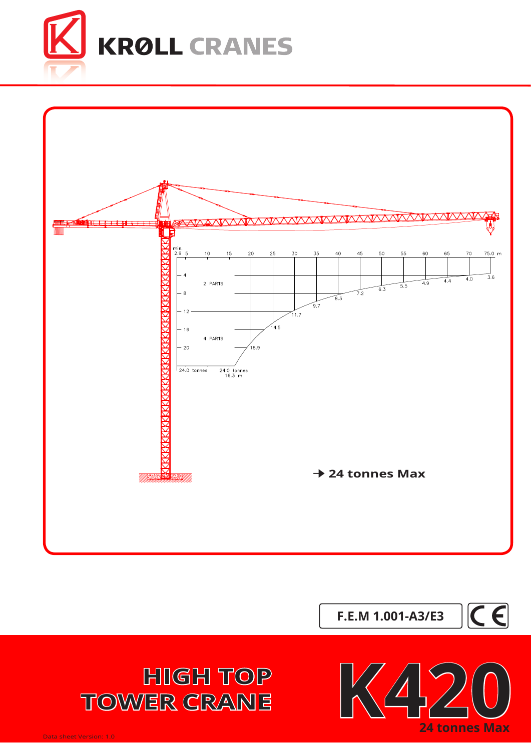# KRØLL CRANES

min. 2.9 5 10 15 20 25 30 35 40 45 50 55 60 65 70 75.0 m

2 PARTS

4 PARTS

24.0 tonnes

24.0 tonnes 16.3 m

18.9, 14.5, 11.7, 9.7, 8.3, 7.2, 6.3, 5.5, 4.9, 4.4, 4.0, 3.6

→ **24 tonnes Max**

**F.E.M 1.001-A3/E3**

CE

# HIGH TOP TOWER CRANE

# K420

**24 tonnes Max**

Data sheet Version: 1.0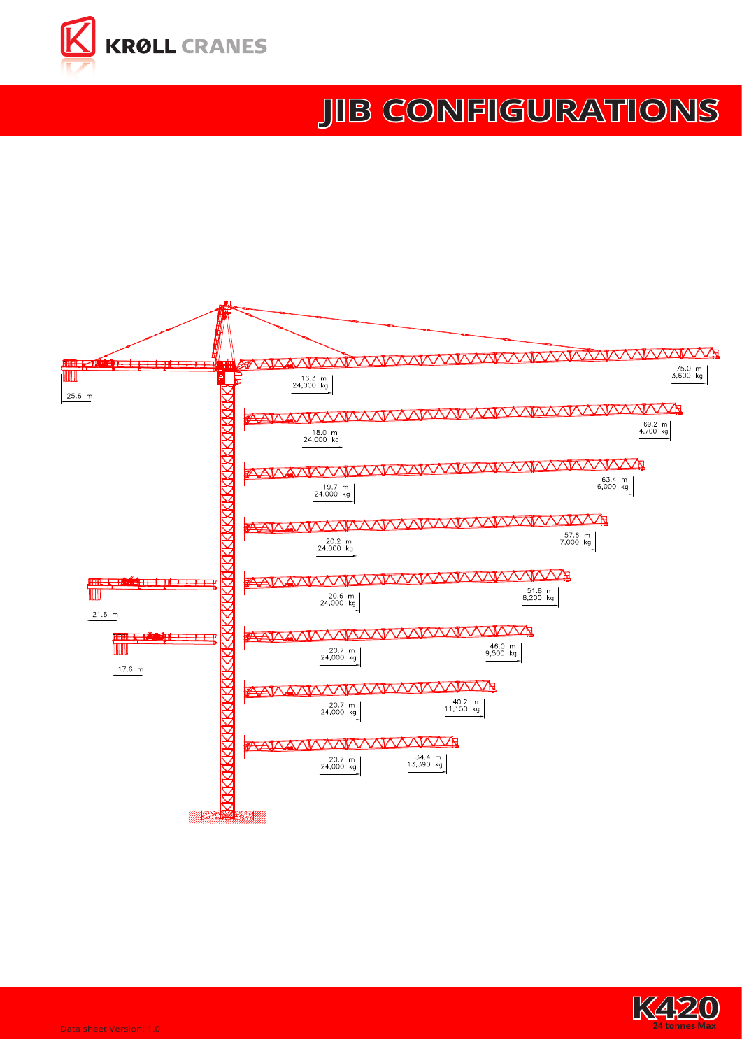# JIB CONFIGURATIONS

| Jib length | Capacity at jib end | Max capacity radius | Max capacity |
|---|---|---|---|
| 75.0 m | 3,600 kg | 16.3 m | 24,000 kg |
| 69.2 m | 4,700 kg | 18.0 m | 24,000 kg |
| 63.4 m | 6,000 kg | 19.7 m | 24,000 kg |
| 57.6 m | 7,000 kg | 20.2 m | 24,000 kg |
| 51.8 m | 8,200 kg | 20.6 m | 24,000 kg |
| 46.0 m | 9,500 kg | 20.7 m | 24,000 kg |
| 40.2 m | 11,150 kg | 20.7 m | 24,000 kg |
| 34.4 m | 13,390 kg | 20.7 m | 24,000 kg |

Counter-jib lengths: 25.6 m, 21.6 m, 17.6 m

Data sheet Version: 1.0

K420
24 tonnes Max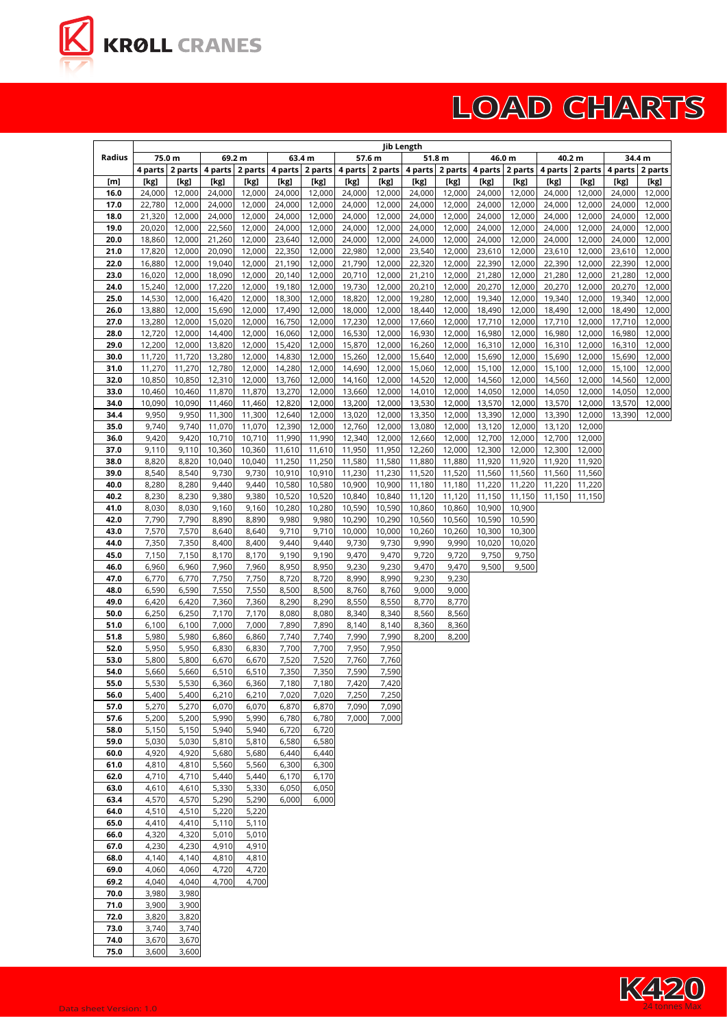# LOAD CHARTS

| Radius | Jib Length | | | | | | | | | | | | | | | |
|---|---|---|---|---|---|---|---|---|---|---|---|---|---|---|---|---|
| | 75.0 m | | 69.2 m | | 63.4 m | | 57.6 m | | 51.8 m | | 46.0 m | | 40.2 m | | 34.4 m | |
| | 4 parts | 2 parts | 4 parts | 2 parts | 4 parts | 2 parts | 4 parts | 2 parts | 4 parts | 2 parts | 4 parts | 2 parts | 4 parts | 2 parts | 4 parts | 2 parts |
| [m] | [kg] | [kg] | [kg] | [kg] | [kg] | [kg] | [kg] | [kg] | [kg] | [kg] | [kg] | [kg] | [kg] | [kg] | [kg] | [kg] |
| 16.0 | 24,000 | 12,000 | 24,000 | 12,000 | 24,000 | 12,000 | 24,000 | 12,000 | 24,000 | 12,000 | 24,000 | 12,000 | 24,000 | 12,000 | 24,000 | 12,000 |
| 17.0 | 22,780 | 12,000 | 24,000 | 12,000 | 24,000 | 12,000 | 24,000 | 12,000 | 24,000 | 12,000 | 24,000 | 12,000 | 24,000 | 12,000 | 24,000 | 12,000 |
| 18.0 | 21,320 | 12,000 | 24,000 | 12,000 | 24,000 | 12,000 | 24,000 | 12,000 | 24,000 | 12,000 | 24,000 | 12,000 | 24,000 | 12,000 | 24,000 | 12,000 |
| 19.0 | 20,020 | 12,000 | 22,560 | 12,000 | 24,000 | 12,000 | 24,000 | 12,000 | 24,000 | 12,000 | 24,000 | 12,000 | 24,000 | 12,000 | 24,000 | 12,000 |
| 20.0 | 18,860 | 12,000 | 21,260 | 12,000 | 23,640 | 12,000 | 24,000 | 12,000 | 24,000 | 12,000 | 24,000 | 12,000 | 24,000 | 12,000 | 24,000 | 12,000 |
| 21.0 | 17,820 | 12,000 | 20,090 | 12,000 | 22,350 | 12,000 | 22,980 | 12,000 | 23,540 | 12,000 | 23,610 | 12,000 | 23,610 | 12,000 | 23,610 | 12,000 |
| 22.0 | 16,880 | 12,000 | 19,040 | 12,000 | 21,190 | 12,000 | 21,790 | 12,000 | 22,320 | 12,000 | 22,390 | 12,000 | 22,390 | 12,000 | 22,390 | 12,000 |
| 23.0 | 16,020 | 12,000 | 18,090 | 12,000 | 20,140 | 12,000 | 20,710 | 12,000 | 21,210 | 12,000 | 21,280 | 12,000 | 21,280 | 12,000 | 21,280 | 12,000 |
| 24.0 | 15,240 | 12,000 | 17,220 | 12,000 | 19,180 | 12,000 | 19,730 | 12,000 | 20,210 | 12,000 | 20,270 | 12,000 | 20,270 | 12,000 | 20,270 | 12,000 |
| 25.0 | 14,530 | 12,000 | 16,420 | 12,000 | 18,300 | 12,000 | 18,820 | 12,000 | 19,280 | 12,000 | 19,340 | 12,000 | 19,340 | 12,000 | 19,340 | 12,000 |
| 26.0 | 13,880 | 12,000 | 15,690 | 12,000 | 17,490 | 12,000 | 18,000 | 12,000 | 18,440 | 12,000 | 18,490 | 12,000 | 18,490 | 12,000 | 18,490 | 12,000 |
| 27.0 | 13,280 | 12,000 | 15,020 | 12,000 | 16,750 | 12,000 | 17,230 | 12,000 | 17,660 | 12,000 | 17,710 | 12,000 | 17,710 | 12,000 | 17,710 | 12,000 |
| 28.0 | 12,720 | 12,000 | 14,400 | 12,000 | 16,060 | 12,000 | 16,530 | 12,000 | 16,930 | 12,000 | 16,980 | 12,000 | 16,980 | 12,000 | 16,980 | 12,000 |
| 29.0 | 12,200 | 12,000 | 13,820 | 12,000 | 15,420 | 12,000 | 15,870 | 12,000 | 16,260 | 12,000 | 16,310 | 12,000 | 16,310 | 12,000 | 16,310 | 12,000 |
| 30.0 | 11,720 | 11,720 | 13,280 | 12,000 | 14,830 | 12,000 | 15,260 | 12,000 | 15,640 | 12,000 | 15,690 | 12,000 | 15,690 | 12,000 | 15,690 | 12,000 |
| 31.0 | 11,270 | 11,270 | 12,780 | 12,000 | 14,280 | 12,000 | 14,690 | 12,000 | 15,060 | 12,000 | 15,100 | 12,000 | 15,100 | 12,000 | 15,100 | 12,000 |
| 32.0 | 10,850 | 10,850 | 12,310 | 12,000 | 13,760 | 12,000 | 14,160 | 12,000 | 14,520 | 12,000 | 14,560 | 12,000 | 14,560 | 12,000 | 14,560 | 12,000 |
| 33.0 | 10,460 | 10,460 | 11,870 | 11,870 | 13,270 | 12,000 | 13,660 | 12,000 | 14,010 | 12,000 | 14,050 | 12,000 | 14,050 | 12,000 | 14,050 | 12,000 |
| 34.0 | 10,090 | 10,090 | 11,460 | 11,460 | 12,820 | 12,000 | 13,200 | 12,000 | 13,530 | 12,000 | 13,570 | 12,000 | 13,570 | 12,000 | 13,570 | 12,000 |
| 34.4 | 9,950 | 9,950 | 11,300 | 11,300 | 12,640 | 12,000 | 13,020 | 12,000 | 13,350 | 12,000 | 13,390 | 12,000 | 13,390 | 12,000 | 13,390 | 12,000 |
| 35.0 | 9,740 | 9,740 | 11,070 | 11,070 | 12,390 | 12,000 | 12,760 | 12,000 | 13,080 | 12,000 | 13,120 | 12,000 | 13,120 | 12,000 | | |
| 36.0 | 9,420 | 9,420 | 10,710 | 10,710 | 11,990 | 11,990 | 12,340 | 12,000 | 12,660 | 12,000 | 12,700 | 12,000 | 12,700 | 12,000 | | |
| 37.0 | 9,110 | 9,110 | 10,360 | 10,360 | 11,610 | 11,610 | 11,950 | 11,950 | 12,260 | 12,000 | 12,300 | 12,000 | 12,300 | 12,000 | | |
| 38.0 | 8,820 | 8,820 | 10,040 | 10,040 | 11,250 | 11,250 | 11,580 | 11,580 | 11,880 | 11,880 | 11,920 | 11,920 | 11,920 | 11,920 | | |
| 39.0 | 8,540 | 8,540 | 9,730 | 9,730 | 10,910 | 10,910 | 11,230 | 11,230 | 11,520 | 11,520 | 11,560 | 11,560 | 11,560 | 11,560 | | |
| 40.0 | 8,280 | 8,280 | 9,440 | 9,440 | 10,580 | 10,580 | 10,900 | 10,900 | 11,180 | 11,180 | 11,220 | 11,220 | 11,220 | 11,220 | | |
| 40.2 | 8,230 | 8,230 | 9,380 | 9,380 | 10,520 | 10,520 | 10,840 | 10,840 | 11,120 | 11,120 | 11,150 | 11,150 | 11,150 | 11,150 | | |
| 41.0 | 8,030 | 8,030 | 9,160 | 9,160 | 10,280 | 10,280 | 10,590 | 10,590 | 10,860 | 10,860 | 10,900 | 10,900 | | | | |
| 42.0 | 7,790 | 7,790 | 8,890 | 8,890 | 9,980 | 9,980 | 10,290 | 10,290 | 10,560 | 10,560 | 10,590 | 10,590 | | | | |
| 43.0 | 7,570 | 7,570 | 8,640 | 8,640 | 9,710 | 9,710 | 10,000 | 10,000 | 10,260 | 10,260 | 10,300 | 10,300 | | | | |
| 44.0 | 7,350 | 7,350 | 8,400 | 8,400 | 9,440 | 9,440 | 9,730 | 9,730 | 9,990 | 9,990 | 10,020 | 10,020 | | | | |
| 45.0 | 7,150 | 7,150 | 8,170 | 8,170 | 9,190 | 9,190 | 9,470 | 9,470 | 9,720 | 9,720 | 9,750 | 9,750 | | | | |
| 46.0 | 6,960 | 6,960 | 7,960 | 7,960 | 8,950 | 8,950 | 9,230 | 9,230 | 9,470 | 9,470 | 9,500 | 9,500 | | | | |
| 47.0 | 6,770 | 6,770 | 7,750 | 7,750 | 8,720 | 8,720 | 8,990 | 8,990 | 9,230 | 9,230 | | | | | | |
| 48.0 | 6,590 | 6,590 | 7,550 | 7,550 | 8,500 | 8,500 | 8,760 | 8,760 | 9,000 | 9,000 | | | | | | |
| 49.0 | 6,420 | 6,420 | 7,360 | 7,360 | 8,290 | 8,290 | 8,550 | 8,550 | 8,770 | 8,770 | | | | | | |
| 50.0 | 6,250 | 6,250 | 7,170 | 7,170 | 8,080 | 8,080 | 8,340 | 8,340 | 8,560 | 8,560 | | | | | | |
| 51.0 | 6,100 | 6,100 | 7,000 | 7,000 | 7,890 | 7,890 | 8,140 | 8,140 | 8,360 | 8,360 | | | | | | |
| 51.8 | 5,980 | 5,980 | 6,860 | 6,860 | 7,740 | 7,740 | 7,990 | 7,990 | 8,200 | 8,200 | | | | | | |
| 52.0 | 5,950 | 5,950 | 6,830 | 6,830 | 7,700 | 7,700 | 7,950 | 7,950 | | | | | | | | |
| 53.0 | 5,800 | 5,800 | 6,670 | 6,670 | 7,520 | 7,520 | 7,760 | 7,760 | | | | | | | | |
| 54.0 | 5,660 | 5,660 | 6,510 | 6,510 | 7,350 | 7,350 | 7,590 | 7,590 | | | | | | | | |
| 55.0 | 5,530 | 5,530 | 6,360 | 6,360 | 7,180 | 7,180 | 7,420 | 7,420 | | | | | | | | |
| 56.0 | 5,400 | 5,400 | 6,210 | 6,210 | 7,020 | 7,020 | 7,250 | 7,250 | | | | | | | | |
| 57.0 | 5,270 | 5,270 | 6,070 | 6,070 | 6,870 | 6,870 | 7,090 | 7,090 | | | | | | | | |
| 57.6 | 5,200 | 5,200 | 5,990 | 5,990 | 6,780 | 6,780 | 7,000 | 7,000 | | | | | | | | |
| 58.0 | 5,150 | 5,150 | 5,940 | 5,940 | 6,720 | 6,720 | | | | | | | | | | |
| 59.0 | 5,030 | 5,030 | 5,810 | 5,810 | 6,580 | 6,580 | | | | | | | | | | |
| 60.0 | 4,920 | 4,920 | 5,680 | 5,680 | 6,440 | 6,440 | | | | | | | | | | |
| 61.0 | 4,810 | 4,810 | 5,560 | 5,560 | 6,300 | 6,300 | | | | | | | | | | |
| 62.0 | 4,710 | 4,710 | 5,440 | 5,440 | 6,170 | 6,170 | | | | | | | | | | |
| 63.0 | 4,610 | 4,610 | 5,330 | 5,330 | 6,050 | 6,050 | | | | | | | | | | |
| 63.4 | 4,570 | 4,570 | 5,290 | 5,290 | 6,000 | 6,000 | | | | | | | | | | |
| 64.0 | 4,510 | 4,510 | 5,220 | 5,220 | | | | | | | | | | | | |
| 65.0 | 4,410 | 4,410 | 5,110 | 5,110 | | | | | | | | | | | | |
| 66.0 | 4,320 | 4,320 | 5,010 | 5,010 | | | | | | | | | | | | |
| 67.0 | 4,230 | 4,230 | 4,910 | 4,910 | | | | | | | | | | | | |
| 68.0 | 4,140 | 4,140 | 4,810 | 4,810 | | | | | | | | | | | | |
| 69.0 | 4,060 | 4,060 | 4,720 | 4,720 | | | | | | | | | | | | |
| 69.2 | 4,040 | 4,040 | 4,700 | 4,700 | | | | | | | | | | | | |
| 70.0 | 3,980 | 3,980 | | | | | | | | | | | | | | |
| 71.0 | 3,900 | 3,900 | | | | | | | | | | | | | | |
| 72.0 | 3,820 | 3,820 | | | | | | | | | | | | | | |
| 73.0 | 3,740 | 3,740 | | | | | | | | | | | | | | |
| 74.0 | 3,670 | 3,670 | | | | | | | | | | | | | | |
| 75.0 | 3,600 | 3,600 | | | | | | | | | | | | | | |

Data sheet Version: 1.0

K420

24 tonnes Max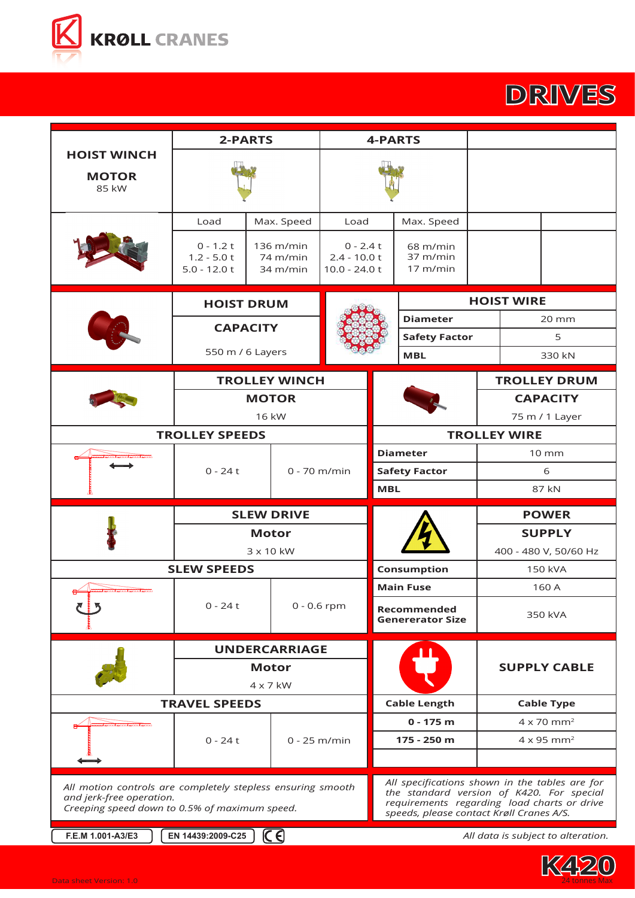# KRØLL CRANES

# DRIVES

## HOIST WINCH

**MOTOR** 85 kW

| 2-PARTS | | 4-PARTS | |
|---|---|---|---|
| Load | Max. Speed | Load | Max. Speed |
| 0 - 1.2 t | 136 m/min | 0 - 2.4 t | 68 m/min |
| 1.2 - 5.0 t | 74 m/min | 2.4 - 10.0 t | 37 m/min |
| 5.0 - 12.0 t | 34 m/min | 10.0 - 24.0 t | 17 m/min |

## HOIST DRUM

**CAPACITY**

550 m / 6 Layers

## HOIST WIRE

| | |
|---|---|
| **Diameter** | 20 mm |
| **Safety Factor** | 5 |
| **MBL** | 330 kN |

## TROLLEY WINCH

**MOTOR**

16 kW

## TROLLEY DRUM

**CAPACITY**

75 m / 1 Layer

## TROLLEY SPEEDS

| | |
|---|---|
| 0 - 24 t | 0 - 70 m/min |

## TROLLEY WIRE

| | |
|---|---|
| **Diameter** | 10 mm |
| **Safety Factor** | 6 |
| **MBL** | 87 kN |

## SLEW DRIVE

**Motor**

3 x 10 kW

## SLEW SPEEDS

| | |
|---|---|
| 0 - 24 t | 0 - 0.6 rpm |

## POWER SUPPLY

400 - 480 V, 50/60 Hz

| | |
|---|---|
| **Consumption** | 150 kVA |
| **Main Fuse** | 160 A |
| **Recommended Genererator Size** | 350 kVA |

## UNDERCARRIAGE

**Motor**

4 x 7 kW

## TRAVEL SPEEDS

| | |
|---|---|
| 0 - 24 t | 0 - 25 m/min |

## SUPPLY CABLE

| Cable Length | Cable Type |
|---|---|
| **0 - 175 m** | 4 x 70 mm² |
| **175 - 250 m** | 4 x 95 mm² |

*All motion controls are completely stepless ensuring smooth and jerk-free operation.*
*Creeping speed down to 0.5% of maximum speed.*

*All specifications shown in the tables are for the standard version of K420. For special requirements regarding load charts or drive speeds, please contact Krøll Cranes A/S.*

F.E.M 1.001-A3/E3 | EN 14439:2009-C25 | CE

*All data is subject to alteration.*

Data sheet Version: 1.0

K420 — 24 tonnes Max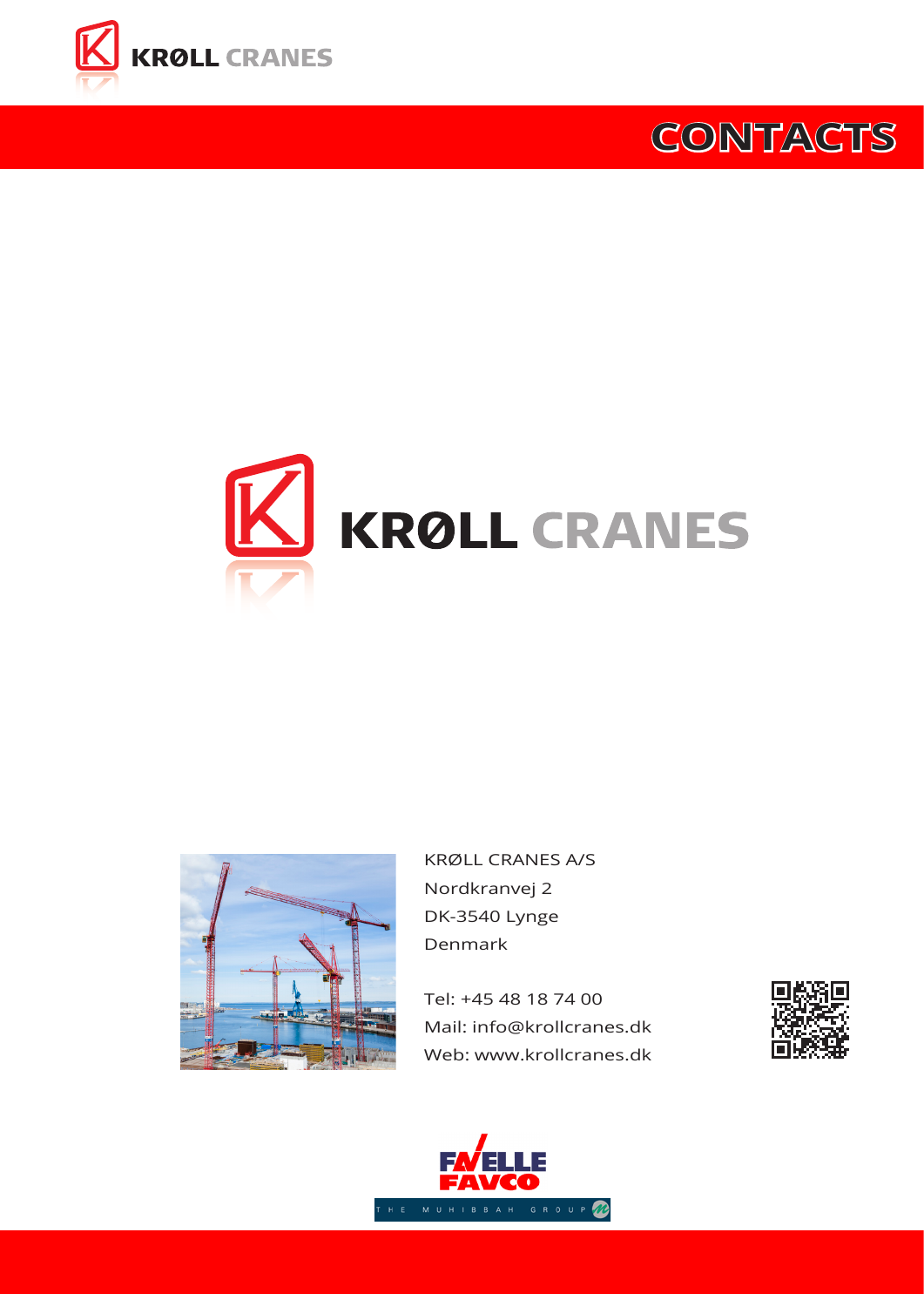# CONTACTS

KRØLL CRANES A/S
Nordkranvej 2
DK-3540 Lynge
Denmark

Tel: +45 48 18 74 00
Mail: info@krollcranes.dk
Web: www.krollcranes.dk